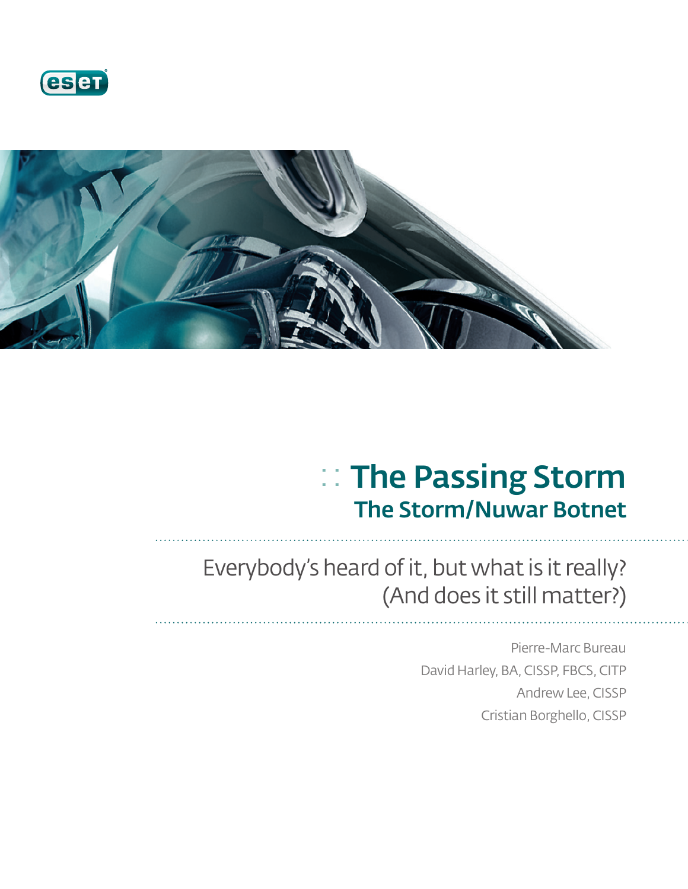# The Passing Storm

## The Storm/Nuwar Botnet

Everybody's heard of it, but what is it really?
(And does it still matter?)

Pierre-Marc Bureau
David Harley, BA, CISSP, FBCS, CITP
Andrew Lee, CISSP
Cristian Borghello, CISSP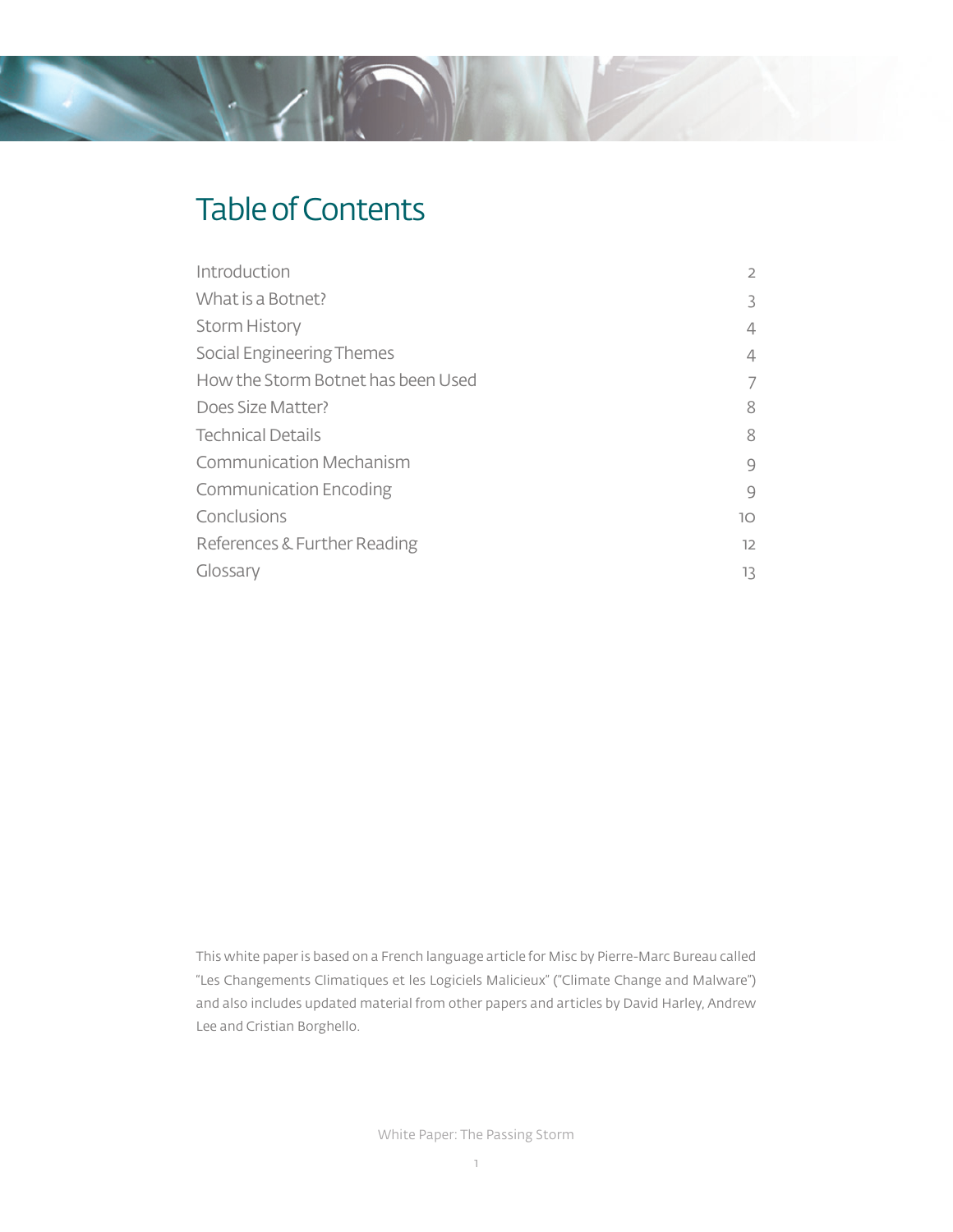# Table of Contents

| | |
|---|---|
| Introduction | 2 |
| What is a Botnet? | 3 |
| Storm History | 4 |
| Social Engineering Themes | 4 |
| How the Storm Botnet has been Used | 7 |
| Does Size Matter? | 8 |
| Technical Details | 8 |
| Communication Mechanism | 9 |
| Communication Encoding | 9 |
| Conclusions | 10 |
| References & Further Reading | 12 |
| Glossary | 13 |

This white paper is based on a French language article for Misc by Pierre-Marc Bureau called "Les Changements Climatiques et les Logiciels Malicieux" ("Climate Change and Malware") and also includes updated material from other papers and articles by David Harley, Andrew Lee and Cristian Borghello.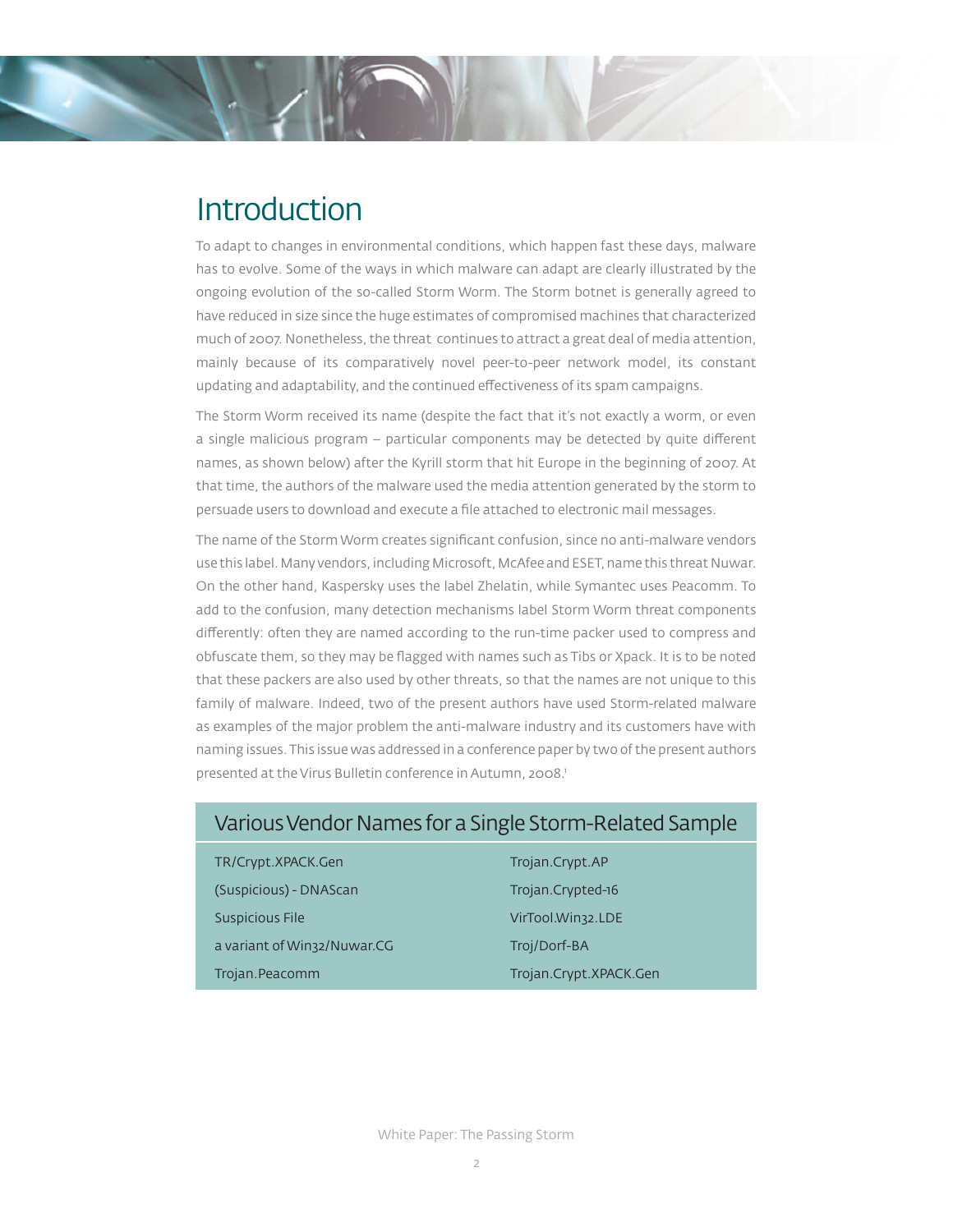# Introduction

To adapt to changes in environmental conditions, which happen fast these days, malware has to evolve. Some of the ways in which malware can adapt are clearly illustrated by the ongoing evolution of the so-called Storm Worm. The Storm botnet is generally agreed to have reduced in size since the huge estimates of compromised machines that characterized much of 2007. Nonetheless, the threat continues to attract a great deal of media attention, mainly because of its comparatively novel peer-to-peer network model, its constant updating and adaptability, and the continued effectiveness of its spam campaigns.

The Storm Worm received its name (despite the fact that it's not exactly a worm, or even a single malicious program – particular components may be detected by quite different names, as shown below) after the Kyrill storm that hit Europe in the beginning of 2007. At that time, the authors of the malware used the media attention generated by the storm to persuade users to download and execute a file attached to electronic mail messages.

The name of the Storm Worm creates significant confusion, since no anti-malware vendors use this label. Many vendors, including Microsoft, McAfee and ESET, name this threat Nuwar. On the other hand, Kaspersky uses the label Zhelatin, while Symantec uses Peacomm. To add to the confusion, many detection mechanisms label Storm Worm threat components differently: often they are named according to the run-time packer used to compress and obfuscate them, so they may be flagged with names such as Tibs or Xpack. It is to be noted that these packers are also used by other threats, so that the names are not unique to this family of malware. Indeed, two of the present authors have used Storm-related malware as examples of the major problem the anti-malware industry and its customers have with naming issues. This issue was addressed in a conference paper by two of the present authors presented at the Virus Bulletin conference in Autumn, 2008.[1]

| Various Vendor Names for a Single Storm-Related Sample | |
|---|---|
| TR/Crypt.XPACK.Gen | Trojan.Crypt.AP |
| (Suspicious) - DNAScan | Trojan.Crypted-16 |
| Suspicious File | VirTool.Win32.LDE |
| a variant of Win32/Nuwar.CG | Troj/Dorf-BA |
| Trojan.Peacomm | Trojan.Crypt.XPACK.Gen |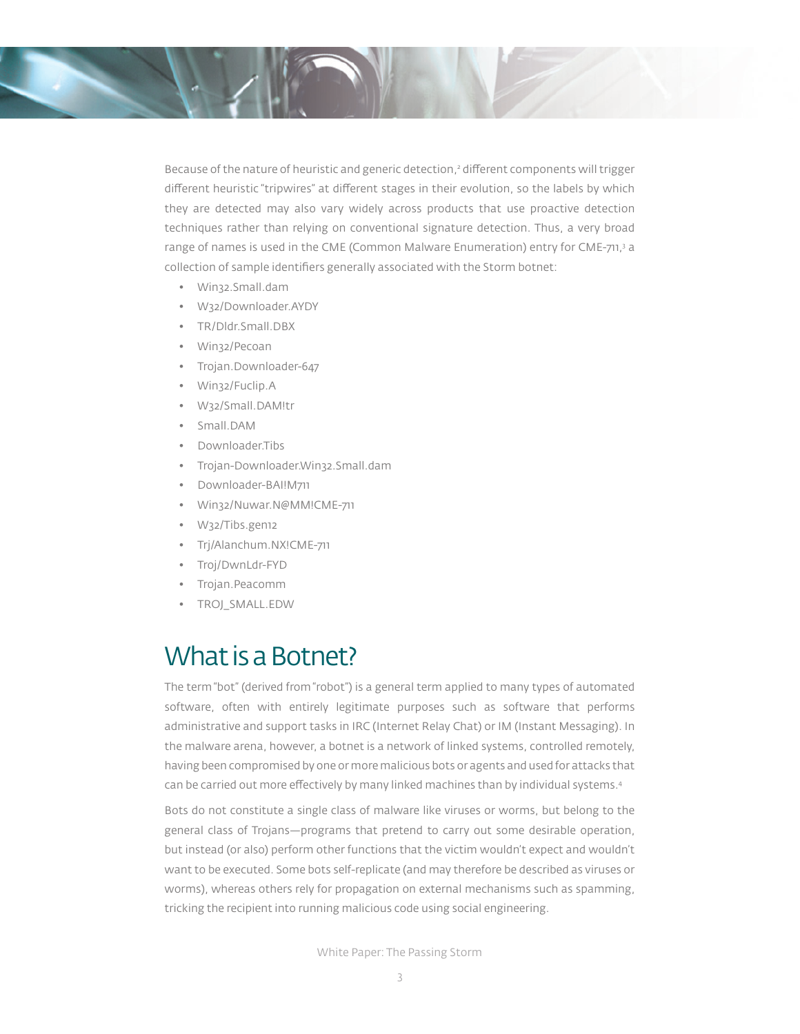Because of the nature of heuristic and generic detection,[2] different components will trigger different heuristic "tripwires" at different stages in their evolution, so the labels by which they are detected may also vary widely across products that use proactive detection techniques rather than relying on conventional signature detection. Thus, a very broad range of names is used in the CME (Common Malware Enumeration) entry for CME-711,[3] a collection of sample identifiers generally associated with the Storm botnet:

- Win32.Small.dam
- W32/Downloader.AYDY
- TR/Dldr.Small.DBX
- Win32/Pecoan
- Trojan.Downloader-647
- Win32/Fuclip.A
- W32/Small.DAM!tr
- Small.DAM
- Downloader.Tibs
- Trojan-Downloader.Win32.Small.dam
- Downloader-BAI!M711
- Win32/Nuwar.N@MM!CME-711
- W32/Tibs.gen12
- Trj/Alanchum.NX!CME-711
- Troj/DwnLdr-FYD
- Trojan.Peacomm
- TROJ_SMALL.EDW

## What is a Botnet?

The term "bot" (derived from "robot") is a general term applied to many types of automated software, often with entirely legitimate purposes such as software that performs administrative and support tasks in IRC (Internet Relay Chat) or IM (Instant Messaging). In the malware arena, however, a botnet is a network of linked systems, controlled remotely, having been compromised by one or more malicious bots or agents and used for attacks that can be carried out more effectively by many linked machines than by individual systems.[4]

Bots do not constitute a single class of malware like viruses or worms, but belong to the general class of Trojans—programs that pretend to carry out some desirable operation, but instead (or also) perform other functions that the victim wouldn't expect and wouldn't want to be executed. Some bots self-replicate (and may therefore be described as viruses or worms), whereas others rely for propagation on external mechanisms such as spamming, tricking the recipient into running malicious code using social engineering.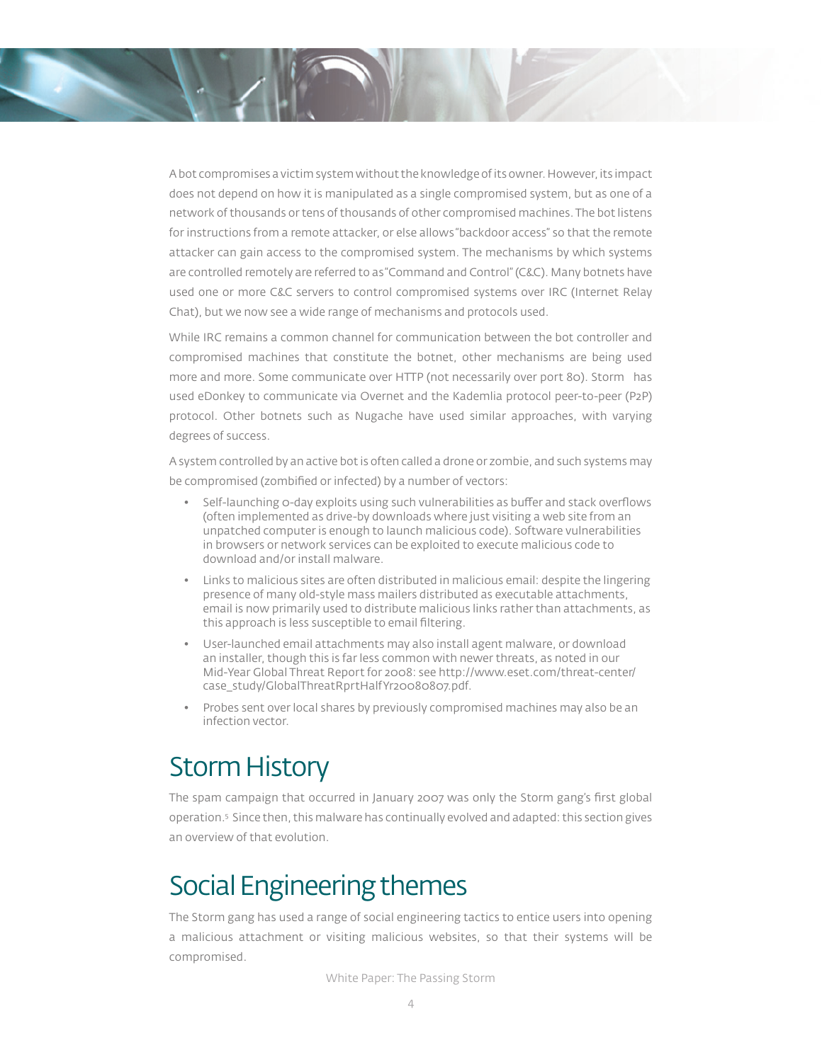A bot compromises a victim system without the knowledge of its owner. However, its impact does not depend on how it is manipulated as a single compromised system, but as one of a network of thousands or tens of thousands of other compromised machines. The bot listens for instructions from a remote attacker, or else allows "backdoor access" so that the remote attacker can gain access to the compromised system. The mechanisms by which systems are controlled remotely are referred to as "Command and Control" (C&C). Many botnets have used one or more C&C servers to control compromised systems over IRC (Internet Relay Chat), but we now see a wide range of mechanisms and protocols used.

While IRC remains a common channel for communication between the bot controller and compromised machines that constitute the botnet, other mechanisms are being used more and more. Some communicate over HTTP (not necessarily over port 80). Storm has used eDonkey to communicate via Overnet and the Kademlia protocol peer-to-peer (P2P) protocol. Other botnets such as Nugache have used similar approaches, with varying degrees of success.

A system controlled by an active bot is often called a drone or zombie, and such systems may be compromised (zombified or infected) by a number of vectors:

- Self-launching 0-day exploits using such vulnerabilities as buffer and stack overflows (often implemented as drive-by downloads where just visiting a web site from an unpatched computer is enough to launch malicious code). Software vulnerabilities in browsers or network services can be exploited to execute malicious code to download and/or install malware.
- Links to malicious sites are often distributed in malicious email: despite the lingering presence of many old-style mass mailers distributed as executable attachments, email is now primarily used to distribute malicious links rather than attachments, as this approach is less susceptible to email filtering.
- User-launched email attachments may also install agent malware, or download an installer, though this is far less common with newer threats, as noted in our Mid-Year Global Threat Report for 2008: see http://www.eset.com/threat-center/case_study/GlobalThreatRprtHalfYr20080807.pdf.
- Probes sent over local shares by previously compromised machines may also be an infection vector.

## Storm History

The spam campaign that occurred in January 2007 was only the Storm gang's first global operation.[5] Since then, this malware has continually evolved and adapted: this section gives an overview of that evolution.

## Social Engineering themes

The Storm gang has used a range of social engineering tactics to entice users into opening a malicious attachment or visiting malicious websites, so that their systems will be compromised.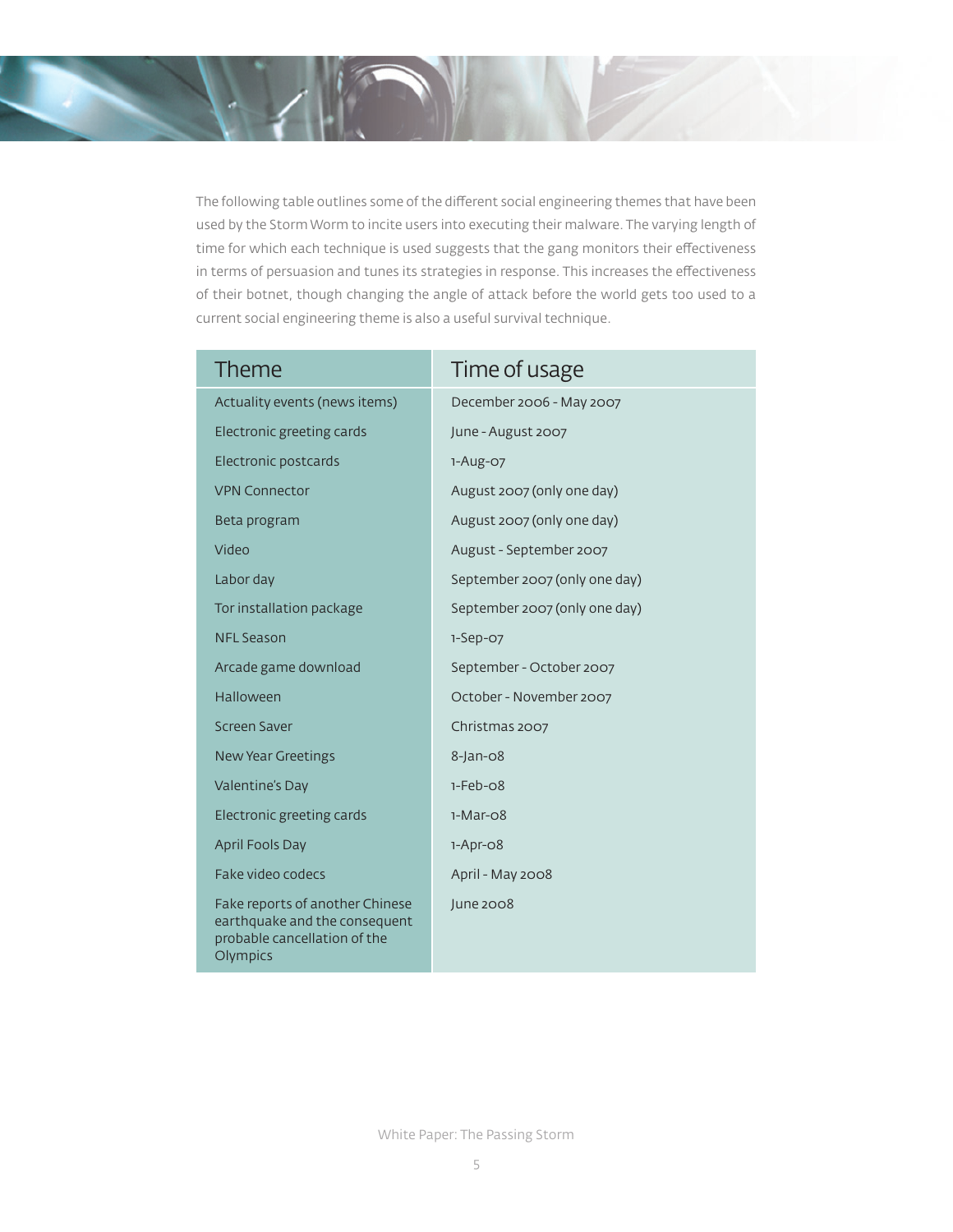The following table outlines some of the different social engineering themes that have been used by the Storm Worm to incite users into executing their malware. The varying length of time for which each technique is used suggests that the gang monitors their effectiveness in terms of persuasion and tunes its strategies in response. This increases the effectiveness of their botnet, though changing the angle of attack before the world gets too used to a current social engineering theme is also a useful survival technique.

| Theme | Time of usage |
| --- | --- |
| Actuality events (news items) | December 2006 - May 2007 |
| Electronic greeting cards | June - August 2007 |
| Electronic postcards | 1-Aug-07 |
| VPN Connector | August 2007 (only one day) |
| Beta program | August 2007 (only one day) |
| Video | August - September 2007 |
| Labor day | September 2007 (only one day) |
| Tor installation package | September 2007 (only one day) |
| NFL Season | 1-Sep-07 |
| Arcade game download | September - October 2007 |
| Halloween | October - November 2007 |
| Screen Saver | Christmas 2007 |
| New Year Greetings | 8-Jan-08 |
| Valentine's Day | 1-Feb-08 |
| Electronic greeting cards | 1-Mar-08 |
| April Fools Day | 1-Apr-08 |
| Fake video codecs | April - May 2008 |
| Fake reports of another Chinese earthquake and the consequent probable cancellation of the Olympics | June 2008 |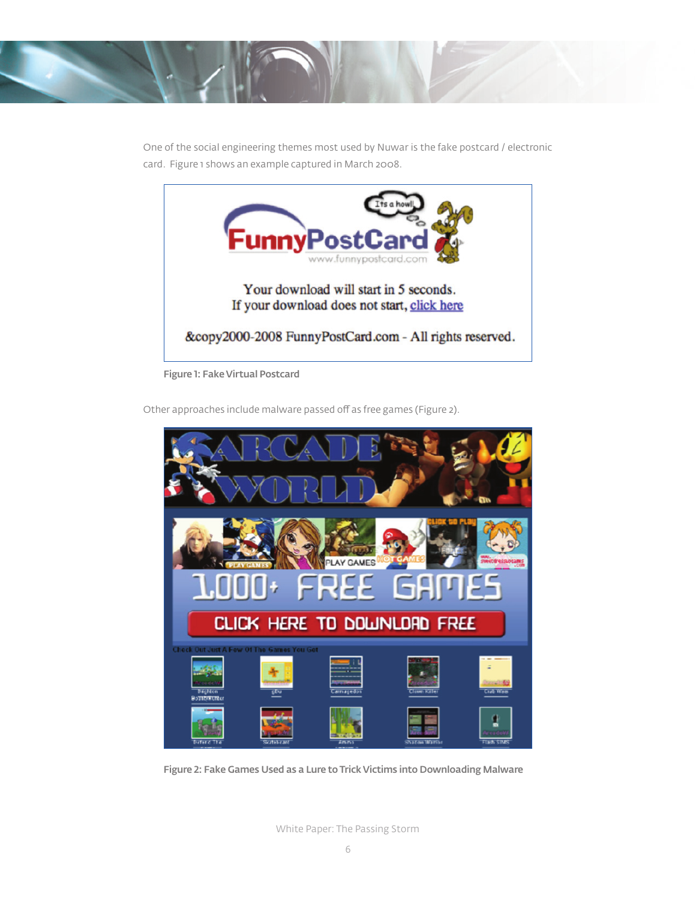One of the social engineering themes most used by Nuwar is the fake postcard / electronic card. Figure 1 shows an example captured in March 2008.

Figure 1: Fake Virtual Postcard

Other approaches include malware passed off as free games (Figure 2).

Figure 2: Fake Games Used as a Lure to Trick Victims into Downloading Malware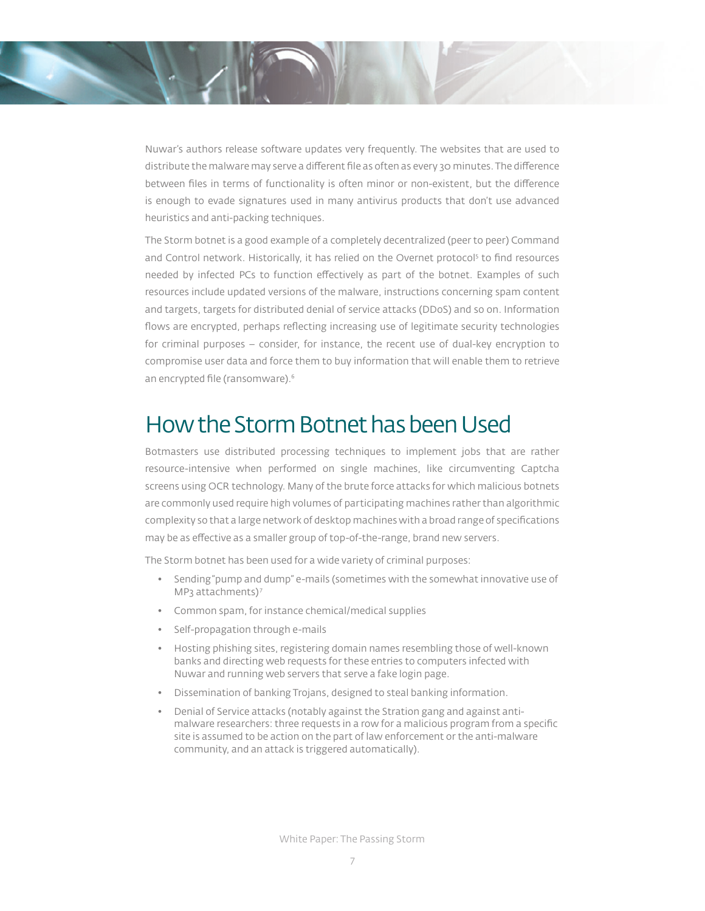Nuwar's authors release software updates very frequently. The websites that are used to distribute the malware may serve a different file as often as every 30 minutes. The difference between files in terms of functionality is often minor or non-existent, but the difference is enough to evade signatures used in many antivirus products that don't use advanced heuristics and anti-packing techniques.

The Storm botnet is a good example of a completely decentralized (peer to peer) Command and Control network. Historically, it has relied on the Overnet protocol[5] to find resources needed by infected PCs to function effectively as part of the botnet. Examples of such resources include updated versions of the malware, instructions concerning spam content and targets, targets for distributed denial of service attacks (DDoS) and so on. Information flows are encrypted, perhaps reflecting increasing use of legitimate security technologies for criminal purposes – consider, for instance, the recent use of dual-key encryption to compromise user data and force them to buy information that will enable them to retrieve an encrypted file (ransomware).[6]

# How the Storm Botnet has been Used

Botmasters use distributed processing techniques to implement jobs that are rather resource-intensive when performed on single machines, like circumventing Captcha screens using OCR technology. Many of the brute force attacks for which malicious botnets are commonly used require high volumes of participating machines rather than algorithmic complexity so that a large network of desktop machines with a broad range of specifications may be as effective as a smaller group of top-of-the-range, brand new servers.

The Storm botnet has been used for a wide variety of criminal purposes:

- Sending "pump and dump" e-mails (sometimes with the somewhat innovative use of MP3 attachments)[7]
- Common spam, for instance chemical/medical supplies
- Self-propagation through e-mails
- Hosting phishing sites, registering domain names resembling those of well-known banks and directing web requests for these entries to computers infected with Nuwar and running web servers that serve a fake login page.
- Dissemination of banking Trojans, designed to steal banking information.
- Denial of Service attacks (notably against the Stration gang and against anti-malware researchers: three requests in a row for a malicious program from a specific site is assumed to be action on the part of law enforcement or the anti-malware community, and an attack is triggered automatically).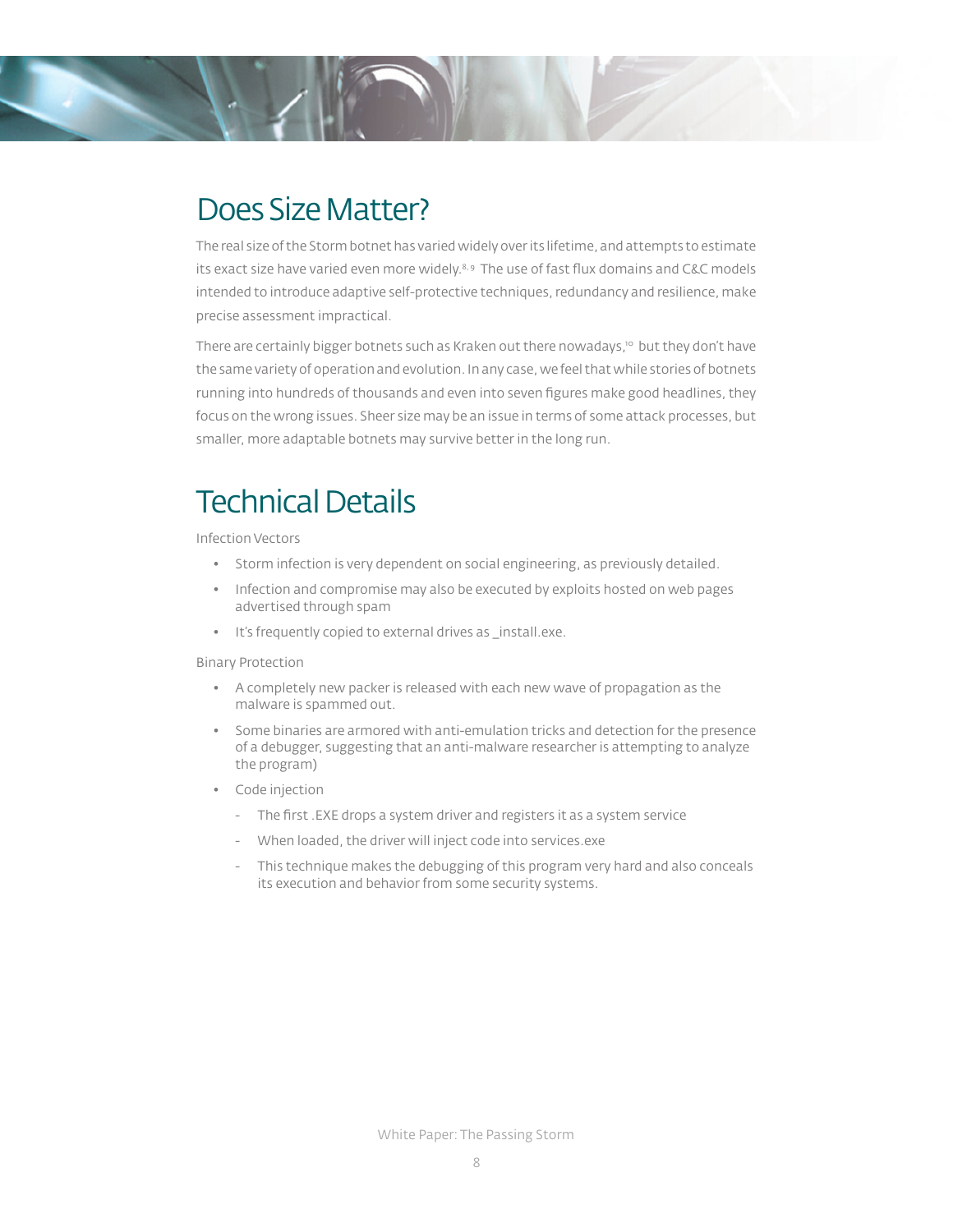# Does Size Matter?

The real size of the Storm botnet has varied widely over its lifetime, and attempts to estimate its exact size have varied even more widely.[8, 9] The use of fast flux domains and C&C models intended to introduce adaptive self-protective techniques, redundancy and resilience, make precise assessment impractical.

There are certainly bigger botnets such as Kraken out there nowadays,[10] but they don't have the same variety of operation and evolution. In any case, we feel that while stories of botnets running into hundreds of thousands and even into seven figures make good headlines, they focus on the wrong issues. Sheer size may be an issue in terms of some attack processes, but smaller, more adaptable botnets may survive better in the long run.

# Technical Details

Infection Vectors

- Storm infection is very dependent on social engineering, as previously detailed.
- Infection and compromise may also be executed by exploits hosted on web pages advertised through spam
- It's frequently copied to external drives as _install.exe.

Binary Protection

- A completely new packer is released with each new wave of propagation as the malware is spammed out.
- Some binaries are armored with anti-emulation tricks and detection for the presence of a debugger, suggesting that an anti-malware researcher is attempting to analyze the program)
- Code injection
  - The first .EXE drops a system driver and registers it as a system service
  - When loaded, the driver will inject code into services.exe
  - This technique makes the debugging of this program very hard and also conceals its execution and behavior from some security systems.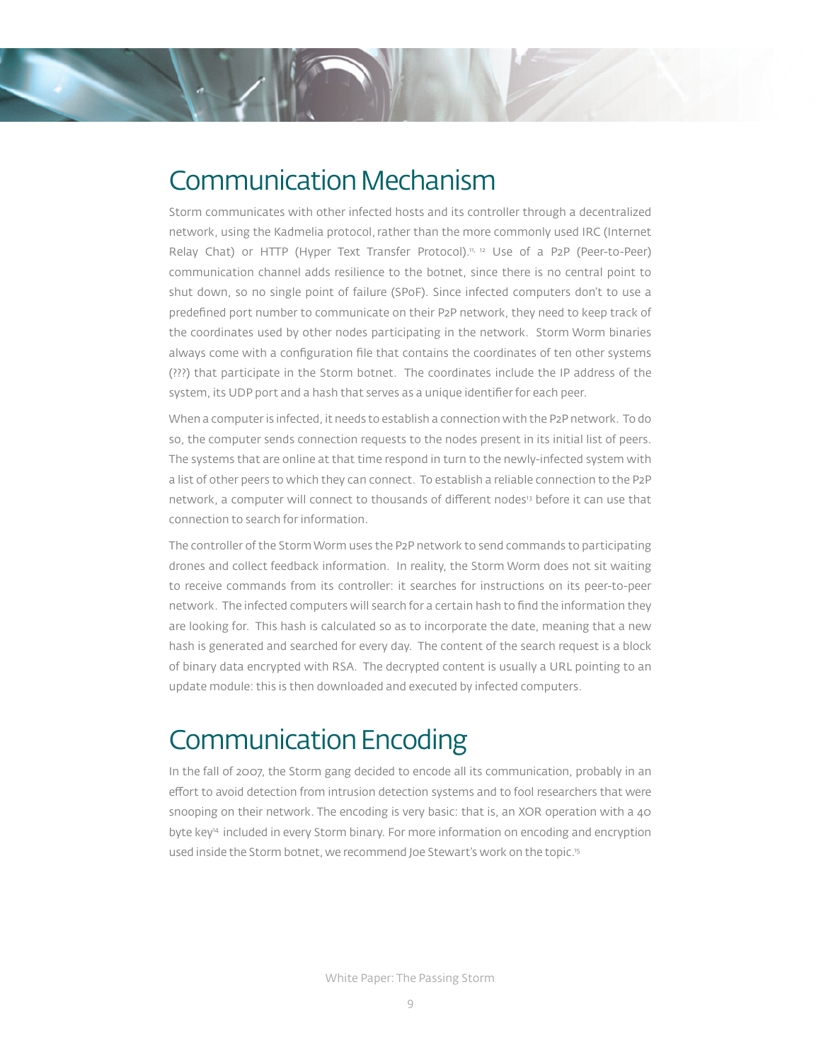## Communication Mechanism

Storm communicates with other infected hosts and its controller through a decentralized network, using the Kadmelia protocol, rather than the more commonly used IRC (Internet Relay Chat) or HTTP (Hyper Text Transfer Protocol).[11, 12] Use of a P2P (Peer-to-Peer) communication channel adds resilience to the botnet, since there is no central point to shut down, so no single point of failure (SPoF). Since infected computers don't use a predefined port number to communicate on their P2P network, they need to keep track of the coordinates used by other nodes participating in the network. Storm Worm binaries always come with a configuration file that contains the coordinates of ten other systems (???) that participate in the Storm botnet. The coordinates include the IP address of the system, its UDP port and a hash that serves as a unique identifier for each peer.

When a computer is infected, it needs to establish a connection with the P2P network. To do so, the computer sends connection requests to the nodes present in its initial list of peers. The systems that are online at that time respond in turn to the newly-infected system with a list of other peers to which they can connect. To establish a reliable connection to the P2P network, a computer will connect to thousands of different nodes[13] before it can use that connection to search for information.

The controller of the Storm Worm uses the P2P network to send commands to participating drones and collect feedback information. In reality, the Storm Worm does not sit waiting to receive commands from its controller: it searches for instructions on its peer-to-peer network. The infected computers will search for a certain hash to find the information they are looking for. This hash is calculated so as to incorporate the date, meaning that a new hash is generated and searched for every day. The content of the search request is a block of binary data encrypted with RSA. The decrypted content is usually a URL pointing to an update module: this is then downloaded and executed by infected computers.

## Communication Encoding

In the fall of 2007, the Storm gang decided to encode all its communication, probably in an effort to avoid detection from intrusion detection systems and to fool researchers that were snooping on their network. The encoding is very basic: that is, an XOR operation with a 40 byte key[14] included in every Storm binary. For more information on encoding and encryption used inside the Storm botnet, we recommend Joe Stewart's work on the topic.[15]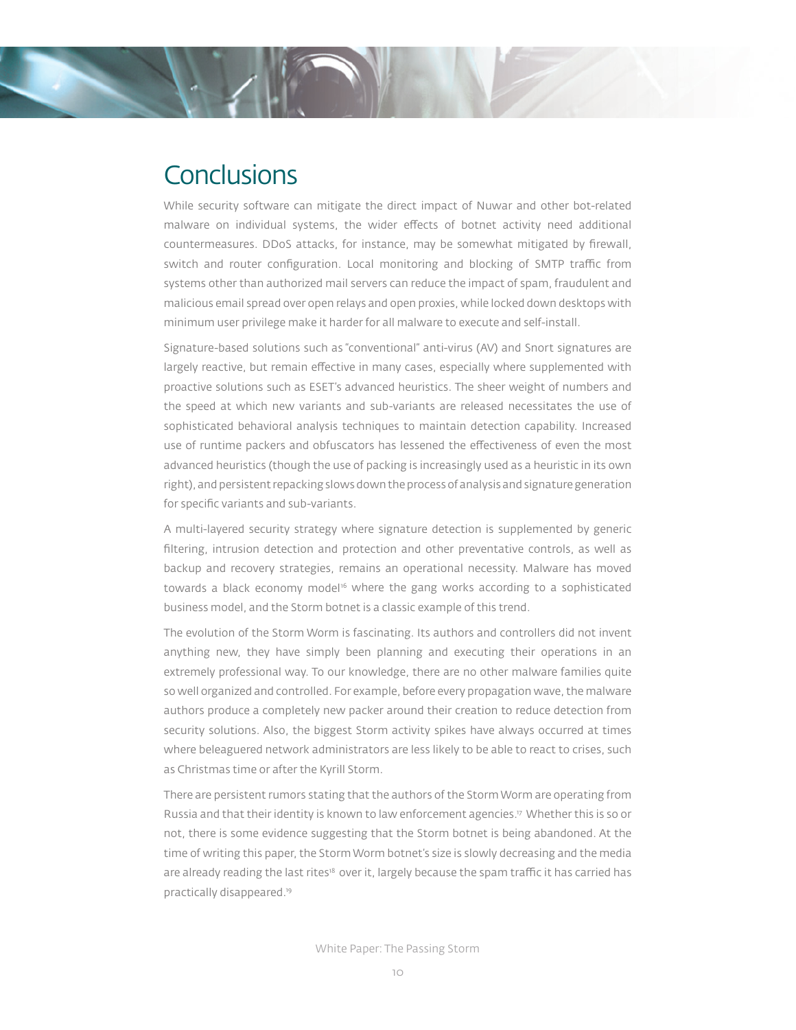# Conclusions

While security software can mitigate the direct impact of Nuwar and other bot-related malware on individual systems, the wider effects of botnet activity need additional countermeasures. DDoS attacks, for instance, may be somewhat mitigated by firewall, switch and router configuration. Local monitoring and blocking of SMTP traffic from systems other than authorized mail servers can reduce the impact of spam, fraudulent and malicious email spread over open relays and open proxies, while locked down desktops with minimum user privilege make it harder for all malware to execute and self-install.

Signature-based solutions such as "conventional" anti-virus (AV) and Snort signatures are largely reactive, but remain effective in many cases, especially where supplemented with proactive solutions such as ESET's advanced heuristics. The sheer weight of numbers and the speed at which new variants and sub-variants are released necessitates the use of sophisticated behavioral analysis techniques to maintain detection capability. Increased use of runtime packers and obfuscators has lessened the effectiveness of even the most advanced heuristics (though the use of packing is increasingly used as a heuristic in its own right), and persistent repacking slows down the process of analysis and signature generation for specific variants and sub-variants.

A multi-layered security strategy where signature detection is supplemented by generic filtering, intrusion detection and protection and other preventative controls, as well as backup and recovery strategies, remains an operational necessity. Malware has moved towards a black economy model[16] where the gang works according to a sophisticated business model, and the Storm botnet is a classic example of this trend.

The evolution of the Storm Worm is fascinating. Its authors and controllers did not invent anything new, they have simply been planning and executing their operations in an extremely professional way. To our knowledge, there are no other malware families quite so well organized and controlled. For example, before every propagation wave, the malware authors produce a completely new packer around their creation to reduce detection from security solutions. Also, the biggest Storm activity spikes have always occurred at times where beleaguered network administrators are less likely to be able to react to crises, such as Christmas time or after the Kyrill Storm.

There are persistent rumors stating that the authors of the Storm Worm are operating from Russia and that their identity is known to law enforcement agencies.[17] Whether this is so or not, there is some evidence suggesting that the Storm botnet is being abandoned. At the time of writing this paper, the Storm Worm botnet's size is slowly decreasing and the media are already reading the last rites[18] over it, largely because the spam traffic it has carried has practically disappeared.[19]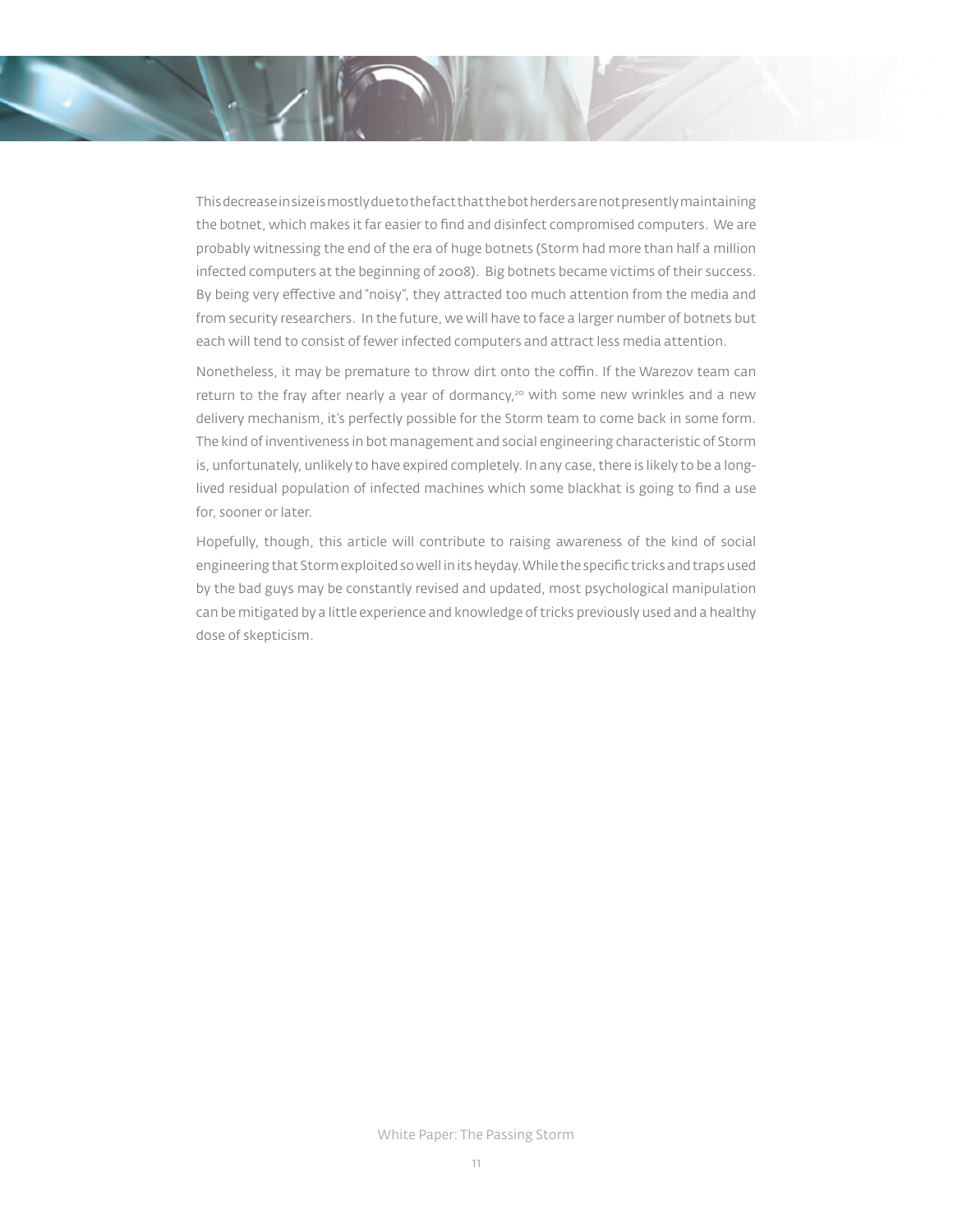This decrease in size is mostly due to the fact that the bot herders are not presently maintaining the botnet, which makes it far easier to find and disinfect compromised computers. We are probably witnessing the end of the era of huge botnets (Storm had more than half a million infected computers at the beginning of 2008). Big botnets became victims of their success. By being very effective and "noisy", they attracted too much attention from the media and from security researchers. In the future, we will have to face a larger number of botnets but each will tend to consist of fewer infected computers and attract less media attention.

Nonetheless, it may be premature to throw dirt onto the coffin. If the Warezov team can return to the fray after nearly a year of dormancy,[20] with some new wrinkles and a new delivery mechanism, it's perfectly possible for the Storm team to come back in some form. The kind of inventiveness in bot management and social engineering characteristic of Storm is, unfortunately, unlikely to have expired completely. In any case, there is likely to be a long-lived residual population of infected machines which some blackhat is going to find a use for, sooner or later.

Hopefully, though, this article will contribute to raising awareness of the kind of social engineering that Storm exploited so well in its heyday. While the specific tricks and traps used by the bad guys may be constantly revised and updated, most psychological manipulation can be mitigated by a little experience and knowledge of tricks previously used and a healthy dose of skepticism.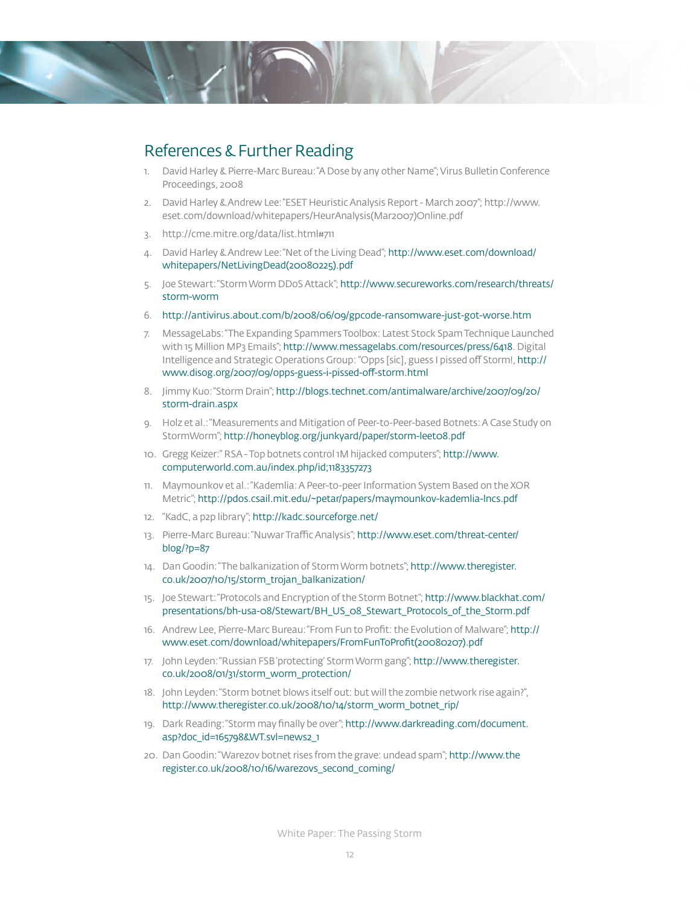## References & Further Reading

1. David Harley & Pierre-Marc Bureau: "A Dose by any other Name"; Virus Bulletin Conference Proceedings, 2008
2. David Harley & Andrew Lee: "ESET Heuristic Analysis Report - March 2007"; http://www.eset.com/download/whitepapers/HeurAnalysis(Mar2007)Online.pdf
3. http://cme.mitre.org/data/list.html#711
4. David Harley & Andrew Lee: "Net of the Living Dead"; http://www.eset.com/download/whitepapers/NetLivingDead(20080225).pdf
5. Joe Stewart: "Storm Worm DDoS Attack"; http://www.secureworks.com/research/threats/storm-worm
6. http://antivirus.about.com/b/2008/06/09/gpcode-ransomware-just-got-worse.htm
7. MessageLabs: "The Expanding Spammers Toolbox: Latest Stock Spam Technique Launched with 15 Million MP3 Emails"; http://www.messagelabs.com/resources/press/6418. Digital Intelligence and Strategic Operations Group: "Opps [sic], guess I pissed off Storm!, http://www.disog.org/2007/09/opps-guess-i-pissed-off-storm.html
8. Jimmy Kuo: "Storm Drain"; http://blogs.technet.com/antimalware/archive/2007/09/20/storm-drain.aspx
9. Holz et al.: "Measurements and Mitigation of Peer-to-Peer-based Botnets: A Case Study on StormWorm"; http://honeyblog.org/junkyard/paper/storm-leet08.pdf
10. Gregg Keizer:" RSA - Top botnets control 1M hijacked computers"; http://www.computerworld.com.au/index.php/id;1183357273
11. Maymounkov et al.: "Kademlia: A Peer-to-peer Information System Based on the XOR Metric"; http://pdos.csail.mit.edu/~petar/papers/maymounkov-kademlia-lncs.pdf
12. "KadC, a p2p library"; http://kadc.sourceforge.net/
13. Pierre-Marc Bureau: "Nuwar Traffic Analysis"; http://www.eset.com/threat-center/blog/?p=87
14. Dan Goodin: "The balkanization of Storm Worm botnets"; http://www.theregister.co.uk/2007/10/15/storm_trojan_balkanization/
15. Joe Stewart: "Protocols and Encryption of the Storm Botnet"; http://www.blackhat.com/presentations/bh-usa-08/Stewart/BH_US_08_Stewart_Protocols_of_the_Storm.pdf
16. Andrew Lee, Pierre-Marc Bureau: "From Fun to Profit: the Evolution of Malware"; http://www.eset.com/download/whitepapers/FromFunToProfit(20080207).pdf
17. John Leyden: "Russian FSB 'protecting' Storm Worm gang"; http://www.theregister.co.uk/2008/01/31/storm_worm_protection/
18. John Leyden: "Storm botnet blows itself out: but will the zombie network rise again?", http://www.theregister.co.uk/2008/10/14/storm_worm_botnet_rip/
19. Dark Reading: "Storm may finally be over"; http://www.darkreading.com/document.asp?doc_id=165798&WT.svl=news2_1
20. Dan Goodin: "Warezov botnet rises from the grave: undead spam"; http://www.theregister.co.uk/2008/10/16/warezovs_second_coming/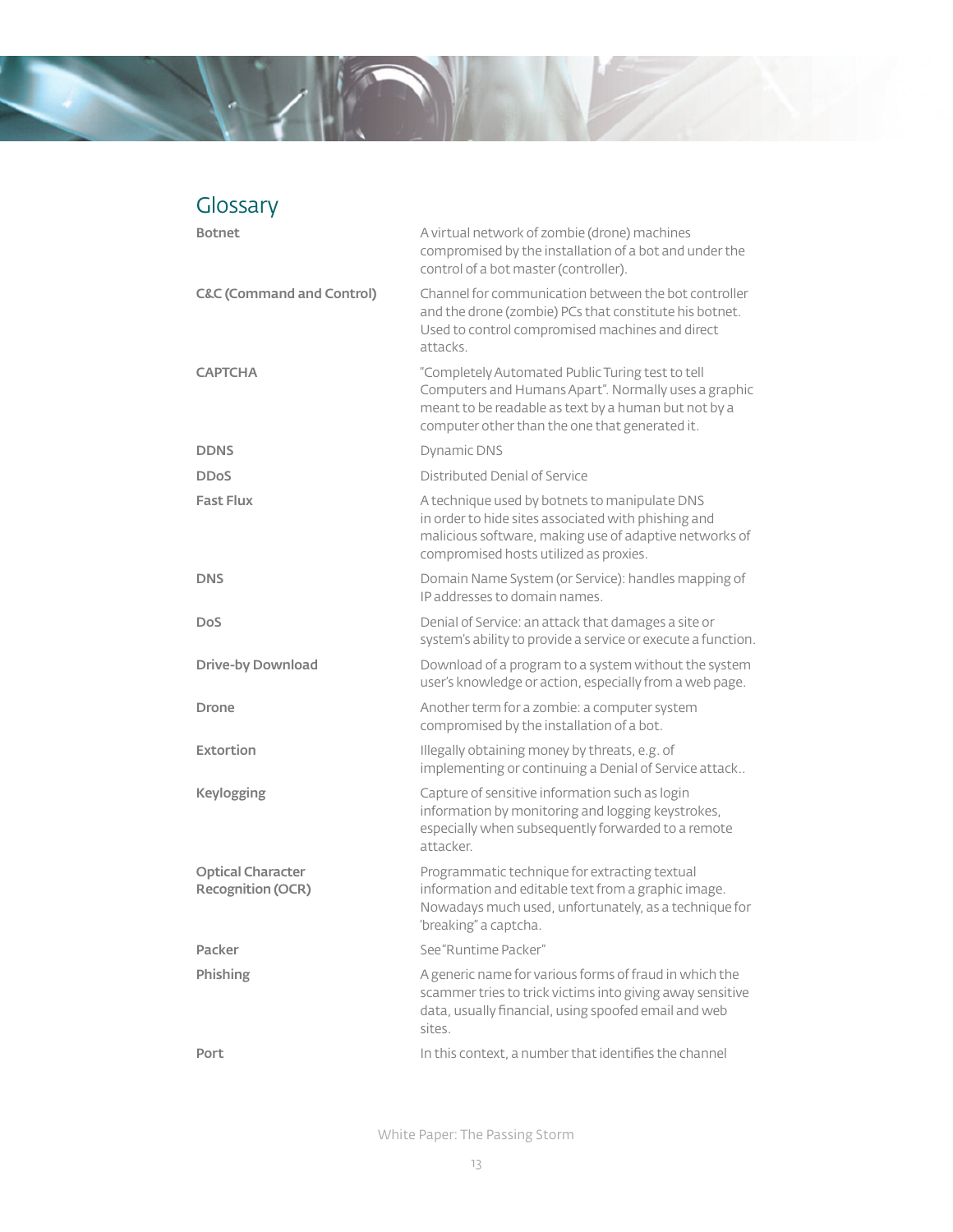## Glossary

| | |
|---|---|
| **Botnet** | A virtual network of zombie (drone) machines compromised by the installation of a bot and under the control of a bot master (controller). |
| **C&C (Command and Control)** | Channel for communication between the bot controller and the drone (zombie) PCs that constitute his botnet. Used to control compromised machines and direct attacks. |
| **CAPTCHA** | "Completely Automated Public Turing test to tell Computers and Humans Apart". Normally uses a graphic meant to be readable as text by a human but not by a computer other than the one that generated it. |
| **DDNS** | Dynamic DNS |
| **DDoS** | Distributed Denial of Service |
| **Fast Flux** | A technique used by botnets to manipulate DNS in order to hide sites associated with phishing and malicious software, making use of adaptive networks of compromised hosts utilized as proxies. |
| **DNS** | Domain Name System (or Service): handles mapping of IP addresses to domain names. |
| **DoS** | Denial of Service: an attack that damages a site or system's ability to provide a service or execute a function. |
| **Drive-by Download** | Download of a program to a system without the system user's knowledge or action, especially from a web page. |
| **Drone** | Another term for a zombie: a computer system compromised by the installation of a bot. |
| **Extortion** | Illegally obtaining money by threats, e.g. of implementing or continuing a Denial of Service attack.. |
| **Keylogging** | Capture of sensitive information such as login information by monitoring and logging keystrokes, especially when subsequently forwarded to a remote attacker. |
| **Optical Character Recognition (OCR)** | Programmatic technique for extracting textual information and editable text from a graphic image. Nowadays much used, unfortunately, as a technique for 'breaking" a captcha. |
| **Packer** | See "Runtime Packer" |
| **Phishing** | A generic name for various forms of fraud in which the scammer tries to trick victims into giving away sensitive data, usually financial, using spoofed email and web sites. |
| **Port** | In this context, a number that identifies the channel |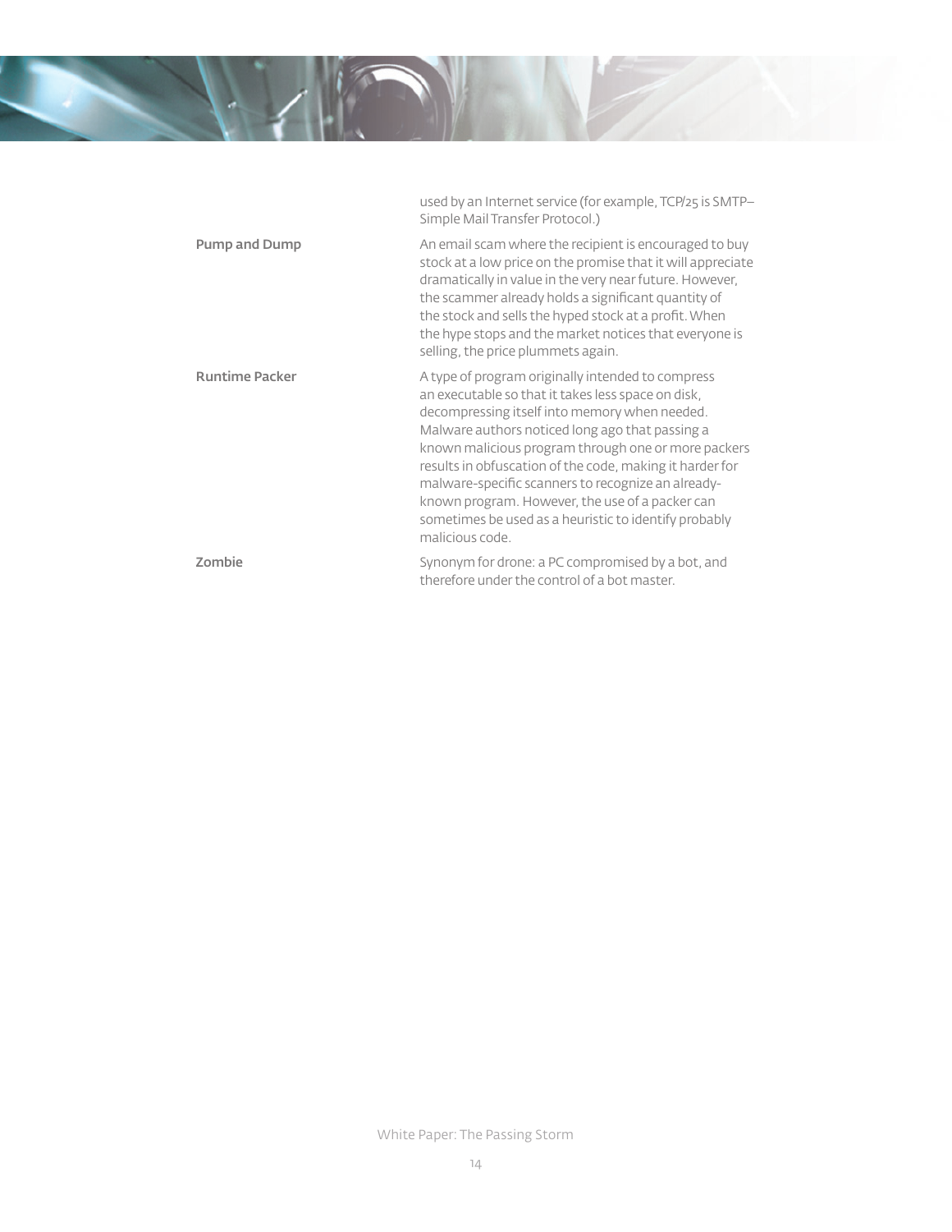| | |
|---|---|
| | used by an Internet service (for example, TCP/25 is SMTP–Simple Mail Transfer Protocol.) |
| **Pump and Dump** | An email scam where the recipient is encouraged to buy stock at a low price on the promise that it will appreciate dramatically in value in the very near future. However, the scammer already holds a significant quantity of the stock and sells the hyped stock at a profit. When the hype stops and the market notices that everyone is selling, the price plummets again. |
| **Runtime Packer** | A type of program originally intended to compress an executable so that it takes less space on disk, decompressing itself into memory when needed. Malware authors noticed long ago that passing a known malicious program through one or more packers results in obfuscation of the code, making it harder for malware-specific scanners to recognize an already-known program. However, the use of a packer can sometimes be used as a heuristic to identify probably malicious code. |
| **Zombie** | Synonym for drone: a PC compromised by a bot, and therefore under the control of a bot master. |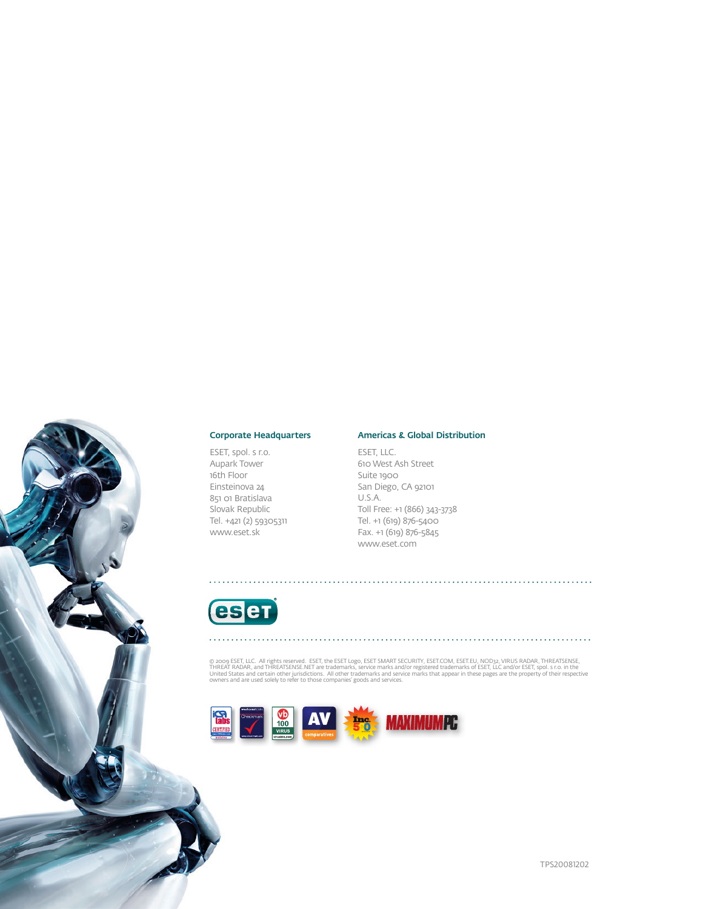### Corporate Headquarters

ESET, spol. s r.o.
Aupark Tower
16th Floor
Einsteinova 24
851 01 Bratislava
Slovak Republic
Tel. +421 (2) 59305311
www.eset.sk

### Americas & Global Distribution

ESET, LLC.
610 West Ash Street
Suite 1900
San Diego, CA 92101
U.S.A.
Toll Free: +1 (866) 343-3738
Tel. +1 (619) 876-5400
Fax. +1 (619) 876-5845
www.eset.com

© 2009 ESET, LLC. All rights reserved. ESET, the ESET Logo, ESET SMART SECURITY, ESET.COM, ESET.EU, NOD32, VIRUS RADAR, THREATSENSE, THREAT RADAR, and THREATSENSE.NET are trademarks, service marks and/or registered trademarks of ESET, LLC and/or ESET, spol. s r.o. in the United States and certain other jurisdictions. All other trademarks and service marks that appear in these pages are the property of their respective owners and are used solely to refer to those companies' goods and services.

TPS20081202